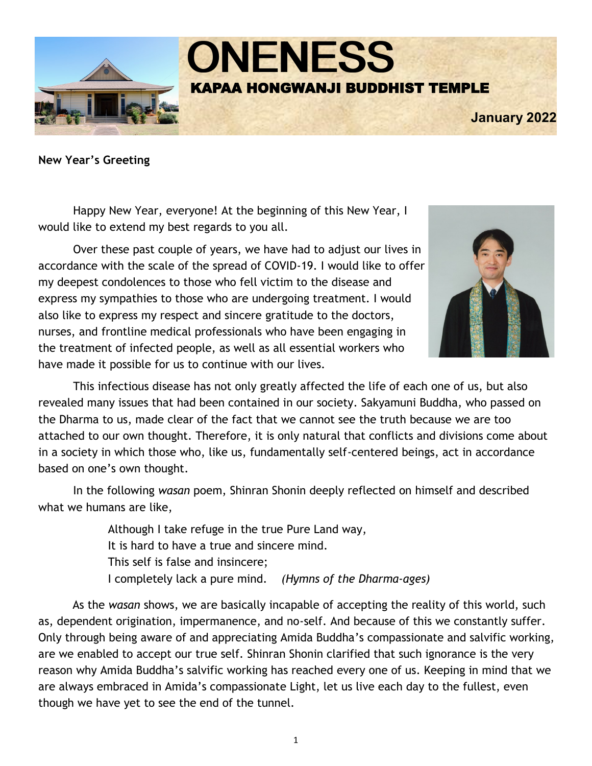# ONENESS

## KAPAA HONGWANJI BUDDHIST TEMPLE

**January 2022**

**New Year's Greeting**

Happy New Year, everyone! At the beginning of this New Year, I would like to extend my best regards to you all.

Over these past couple of years, we have had to adjust our lives in accordance with the scale of the spread of COVID-19. I would like to offer my deepest condolences to those who fell victim to the disease and express my sympathies to those who are undergoing treatment. I would also like to express my respect and sincere gratitude to the doctors, nurses, and frontline medical professionals who have been engaging in the treatment of infected people, as well as all essential workers who have made it possible for us to continue with our lives.

This infectious disease has not only greatly affected the life of each one of us, but also revealed many issues that had been contained in our society. Sakyamuni Buddha, who passed on the Dharma to us, made clear of the fact that we cannot see the truth because we are too attached to our own thought. Therefore, it is only natural that conflicts and divisions come about in a society in which those who, like us, fundamentally self-centered beings, act in accordance based on one's own thought.

In the following *wasan* poem, Shinran Shonin deeply reflected on himself and described what we humans are like,

> Although I take refuge in the true Pure Land way,
> It is hard to have a true and sincere mind.
> This self is false and insincere;
> I completely lack a pure mind. *(Hymns of the Dharma-ages)*

As the *wasan* shows, we are basically incapable of accepting the reality of this world, such as, dependent origination, impermanence, and no-self. And because of this we constantly suffer. Only through being aware of and appreciating Amida Buddha's compassionate and salvific working, are we enabled to accept our true self. Shinran Shonin clarified that such ignorance is the very reason why Amida Buddha's salvific working has reached every one of us. Keeping in mind that we are always embraced in Amida's compassionate Light, let us live each day to the fullest, even though we have yet to see the end of the tunnel.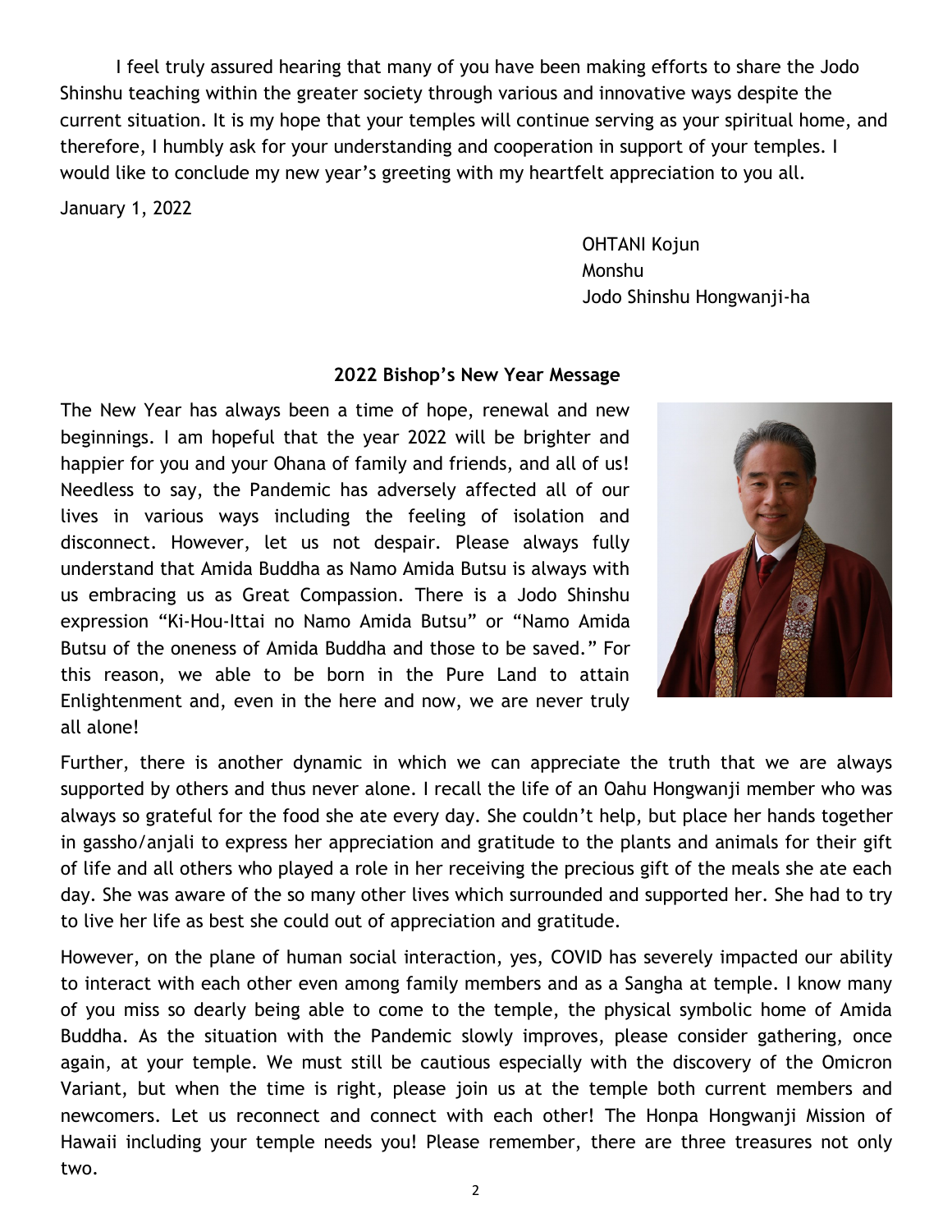I feel truly assured hearing that many of you have been making efforts to share the Jodo Shinshu teaching within the greater society through various and innovative ways despite the current situation. It is my hope that your temples will continue serving as your spiritual home, and therefore, I humbly ask for your understanding and cooperation in support of your temples. I would like to conclude my new year's greeting with my heartfelt appreciation to you all.

January 1, 2022

OHTANI Kojun
Monshu
Jodo Shinshu Hongwanji-ha

## 2022 Bishop's New Year Message

The New Year has always been a time of hope, renewal and new beginnings. I am hopeful that the year 2022 will be brighter and happier for you and your Ohana of family and friends, and all of us! Needless to say, the Pandemic has adversely affected all of our lives in various ways including the feeling of isolation and disconnect. However, let us not despair. Please always fully understand that Amida Buddha as Namo Amida Butsu is always with us embracing us as Great Compassion. There is a Jodo Shinshu expression "Ki-Hou-Ittai no Namo Amida Butsu" or "Namo Amida Butsu of the oneness of Amida Buddha and those to be saved." For this reason, we able to be born in the Pure Land to attain Enlightenment and, even in the here and now, we are never truly all alone!

Further, there is another dynamic in which we can appreciate the truth that we are always supported by others and thus never alone. I recall the life of an Oahu Hongwanji member who was always so grateful for the food she ate every day. She couldn't help, but place her hands together in gassho/anjali to express her appreciation and gratitude to the plants and animals for their gift of life and all others who played a role in her receiving the precious gift of the meals she ate each day. She was aware of the so many other lives which surrounded and supported her. She had to try to live her life as best she could out of appreciation and gratitude.

However, on the plane of human social interaction, yes, COVID has severely impacted our ability to interact with each other even among family members and as a Sangha at temple. I know many of you miss so dearly being able to come to the temple, the physical symbolic home of Amida Buddha. As the situation with the Pandemic slowly improves, please consider gathering, once again, at your temple. We must still be cautious especially with the discovery of the Omicron Variant, but when the time is right, please join us at the temple both current members and newcomers. Let us reconnect and connect with each other! The Honpa Hongwanji Mission of Hawaii including your temple needs you! Please remember, there are three treasures not only two.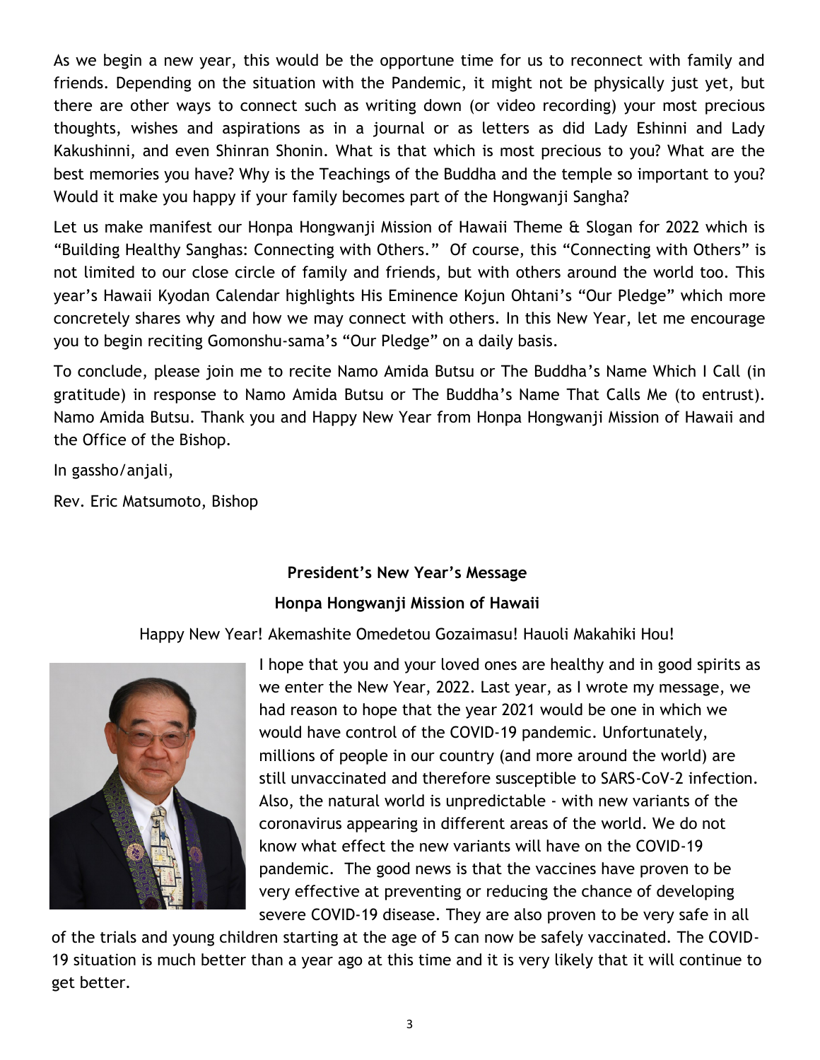As we begin a new year, this would be the opportune time for us to reconnect with family and friends. Depending on the situation with the Pandemic, it might not be physically just yet, but there are other ways to connect such as writing down (or video recording) your most precious thoughts, wishes and aspirations as in a journal or as letters as did Lady Eshinni and Lady Kakushinni, and even Shinran Shonin. What is that which is most precious to you? What are the best memories you have? Why is the Teachings of the Buddha and the temple so important to you? Would it make you happy if your family becomes part of the Hongwanji Sangha?

Let us make manifest our Honpa Hongwanji Mission of Hawaii Theme & Slogan for 2022 which is "Building Healthy Sanghas: Connecting with Others." Of course, this "Connecting with Others" is not limited to our close circle of family and friends, but with others around the world too. This year's Hawaii Kyodan Calendar highlights His Eminence Kojun Ohtani's "Our Pledge" which more concretely shares why and how we may connect with others. In this New Year, let me encourage you to begin reciting Gomonshu-sama's "Our Pledge" on a daily basis.

To conclude, please join me to recite Namo Amida Butsu or The Buddha's Name Which I Call (in gratitude) in response to Namo Amida Butsu or The Buddha's Name That Calls Me (to entrust). Namo Amida Butsu. Thank you and Happy New Year from Honpa Hongwanji Mission of Hawaii and the Office of the Bishop.

In gassho/anjali,

Rev. Eric Matsumoto, Bishop

## President's New Year's Message

## Honpa Hongwanji Mission of Hawaii

Happy New Year! Akemashite Omedetou Gozaimasu! Hauoli Makahiki Hou!

I hope that you and your loved ones are healthy and in good spirits as we enter the New Year, 2022. Last year, as I wrote my message, we had reason to hope that the year 2021 would be one in which we would have control of the COVID-19 pandemic. Unfortunately, millions of people in our country (and more around the world) are still unvaccinated and therefore susceptible to SARS-CoV-2 infection. Also, the natural world is unpredictable - with new variants of the coronavirus appearing in different areas of the world. We do not know what effect the new variants will have on the COVID-19 pandemic. The good news is that the vaccines have proven to be very effective at preventing or reducing the chance of developing severe COVID-19 disease. They are also proven to be very safe in all of the trials and young children starting at the age of 5 can now be safely vaccinated. The COVID-19 situation is much better than a year ago at this time and it is very likely that it will continue to get better.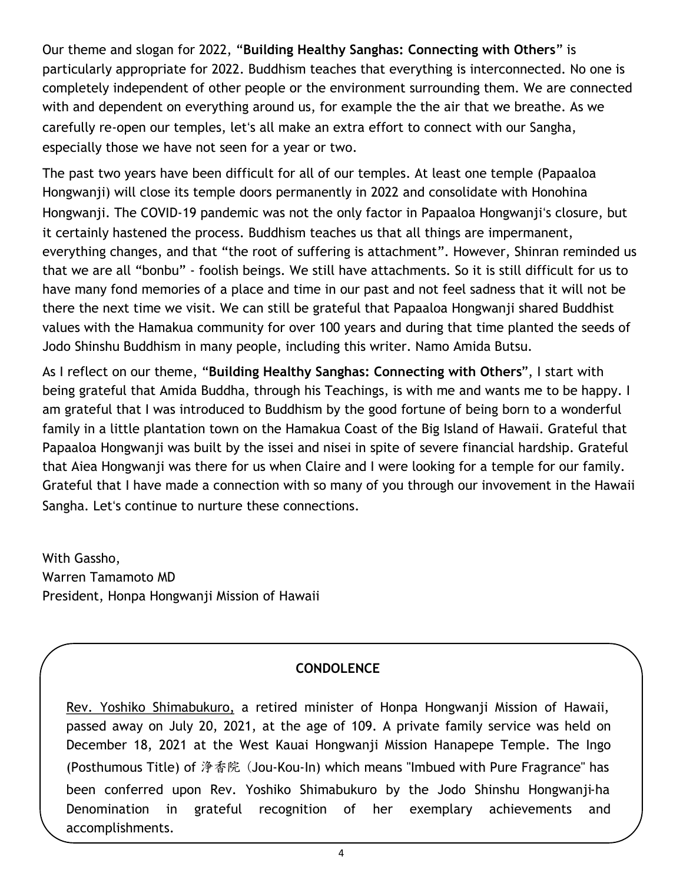Our theme and slogan for 2022, "**Building Healthy Sanghas: Connecting with Others**" is particularly appropriate for 2022. Buddhism teaches that everything is interconnected. No one is completely independent of other people or the environment surrounding them. We are connected with and dependent on everything around us, for example the the air that we breathe. As we carefully re-open our temples, let's all make an extra effort to connect with our Sangha, especially those we have not seen for a year or two.

The past two years have been difficult for all of our temples. At least one temple (Papaaloa Hongwanji) will close its temple doors permanently in 2022 and consolidate with Honohina Hongwanji. The COVID-19 pandemic was not the only factor in Papaaloa Hongwanji's closure, but it certainly hastened the process. Buddhism teaches us that all things are impermanent, everything changes, and that "the root of suffering is attachment". However, Shinran reminded us that we are all "bonbu" - foolish beings. We still have attachments. So it is still difficult for us to have many fond memories of a place and time in our past and not feel sadness that it will not be there the next time we visit. We can still be grateful that Papaaloa Hongwanji shared Buddhist values with the Hamakua community for over 100 years and during that time planted the seeds of Jodo Shinshu Buddhism in many people, including this writer. Namo Amida Butsu.

As I reflect on our theme, "**Building Healthy Sanghas: Connecting with Others**", I start with being grateful that Amida Buddha, through his Teachings, is with me and wants me to be happy. I am grateful that I was introduced to Buddhism by the good fortune of being born to a wonderful family in a little plantation town on the Hamakua Coast of the Big Island of Hawaii. Grateful that Papaaloa Hongwanji was built by the issei and nisei in spite of severe financial hardship. Grateful that Aiea Hongwanji was there for us when Claire and I were looking for a temple for our family. Grateful that I have made a connection with so many of you through our invovement in the Hawaii Sangha. Let's continue to nurture these connections.

With Gassho,
Warren Tamamoto MD
President, Honpa Hongwanji Mission of Hawaii

**CONDOLENCE**

Rev. Yoshiko Shimabukuro, a retired minister of Honpa Hongwanji Mission of Hawaii, passed away on July 20, 2021, at the age of 109. A private family service was held on December 18, 2021 at the West Kauai Hongwanji Mission Hanapepe Temple. The Ingo (Posthumous Title) of 浄香院 (Jou-Kou-In) which means "Imbued with Pure Fragrance" has been conferred upon Rev. Yoshiko Shimabukuro by the Jodo Shinshu Hongwanji-ha Denomination in grateful recognition of her exemplary achievements and accomplishments.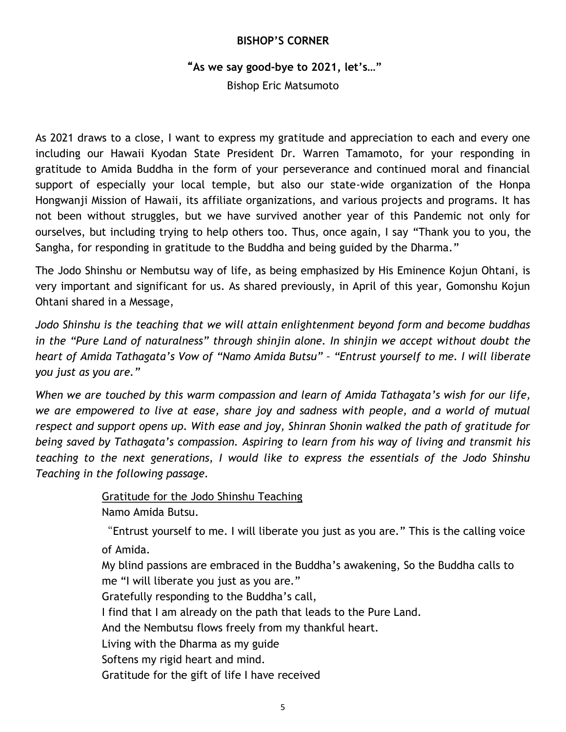**BISHOP'S CORNER**

**"As we say good-bye to 2021, let's…"**

Bishop Eric Matsumoto

As 2021 draws to a close, I want to express my gratitude and appreciation to each and every one including our Hawaii Kyodan State President Dr. Warren Tamamoto, for your responding in gratitude to Amida Buddha in the form of your perseverance and continued moral and financial support of especially your local temple, but also our state-wide organization of the Honpa Hongwanji Mission of Hawaii, its affiliate organizations, and various projects and programs. It has not been without struggles, but we have survived another year of this Pandemic not only for ourselves, but including trying to help others too. Thus, once again, I say "Thank you to you, the Sangha, for responding in gratitude to the Buddha and being guided by the Dharma."

The Jodo Shinshu or Nembutsu way of life, as being emphasized by His Eminence Kojun Ohtani, is very important and significant for us. As shared previously, in April of this year, Gomonshu Kojun Ohtani shared in a Message,

*Jodo Shinshu is the teaching that we will attain enlightenment beyond form and become buddhas in the "Pure Land of naturalness" through shinjin alone. In shinjin we accept without doubt the heart of Amida Tathagata's Vow of "Namo Amida Butsu" – "Entrust yourself to me. I will liberate you just as you are."*

*When we are touched by this warm compassion and learn of Amida Tathagata's wish for our life, we are empowered to live at ease, share joy and sadness with people, and a world of mutual respect and support opens up. With ease and joy, Shinran Shonin walked the path of gratitude for being saved by Tathagata's compassion. Aspiring to learn from his way of living and transmit his teaching to the next generations, I would like to express the essentials of the Jodo Shinshu Teaching in the following passage.*

<u>Gratitude for the Jodo Shinshu Teaching</u>

Namo Amida Butsu.

"Entrust yourself to me. I will liberate you just as you are." This is the calling voice of Amida.

My blind passions are embraced in the Buddha's awakening, So the Buddha calls to me "I will liberate you just as you are."

Gratefully responding to the Buddha's call,

I find that I am already on the path that leads to the Pure Land.

And the Nembutsu flows freely from my thankful heart.

Living with the Dharma as my guide

Softens my rigid heart and mind.

Gratitude for the gift of life I have received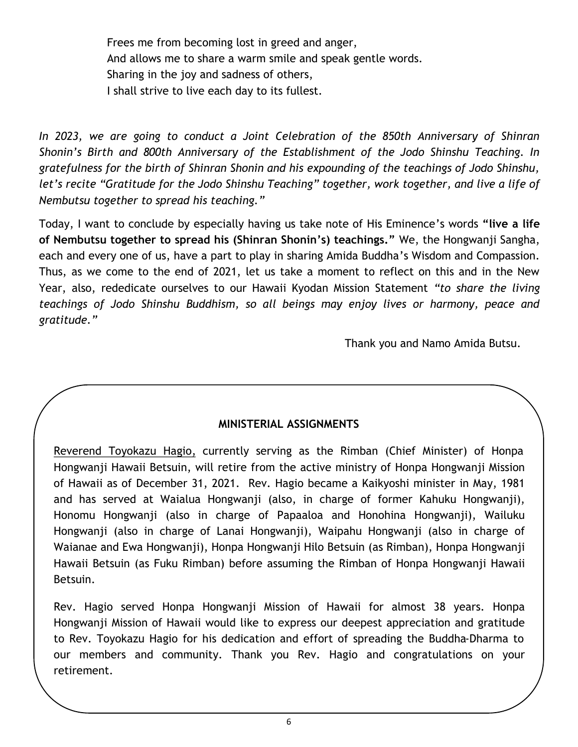Frees me from becoming lost in greed and anger,
And allows me to share a warm smile and speak gentle words.
Sharing in the joy and sadness of others,
I shall strive to live each day to its fullest.

*In 2023, we are going to conduct a Joint Celebration of the 850th Anniversary of Shinran Shonin's Birth and 800th Anniversary of the Establishment of the Jodo Shinshu Teaching. In gratefulness for the birth of Shinran Shonin and his expounding of the teachings of Jodo Shinshu, let's recite "Gratitude for the Jodo Shinshu Teaching" together, work together, and live a life of Nembutsu together to spread his teaching."*

Today, I want to conclude by especially having us take note of His Eminence's words **"live a life of Nembutsu together to spread his (Shinran Shonin's) teachings."** We, the Hongwanji Sangha, each and every one of us, have a part to play in sharing Amida Buddha's Wisdom and Compassion. Thus, as we come to the end of 2021, let us take a moment to reflect on this and in the New Year, also, rededicate ourselves to our Hawaii Kyodan Mission Statement *"to share the living teachings of Jodo Shinshu Buddhism, so all beings may enjoy lives or harmony, peace and gratitude."*

Thank you and Namo Amida Butsu.

## MINISTERIAL ASSIGNMENTS

Reverend Toyokazu Hagio, currently serving as the Rimban (Chief Minister) of Honpa Hongwanji Hawaii Betsuin, will retire from the active ministry of Honpa Hongwanji Mission of Hawaii as of December 31, 2021. Rev. Hagio became a Kaikyoshi minister in May, 1981 and has served at Waialua Hongwanji (also, in charge of former Kahuku Hongwanji), Honomu Hongwanji (also in charge of Papaaloa and Honohina Hongwanji), Wailuku Hongwanji (also in charge of Lanai Hongwanji), Waipahu Hongwanji (also in charge of Waianae and Ewa Hongwanji), Honpa Hongwanji Hilo Betsuin (as Rimban), Honpa Hongwanji Hawaii Betsuin (as Fuku Rimban) before assuming the Rimban of Honpa Hongwanji Hawaii Betsuin.

Rev. Hagio served Honpa Hongwanji Mission of Hawaii for almost 38 years. Honpa Hongwanji Mission of Hawaii would like to express our deepest appreciation and gratitude to Rev. Toyokazu Hagio for his dedication and effort of spreading the Buddha-Dharma to our members and community. Thank you Rev. Hagio and congratulations on your retirement.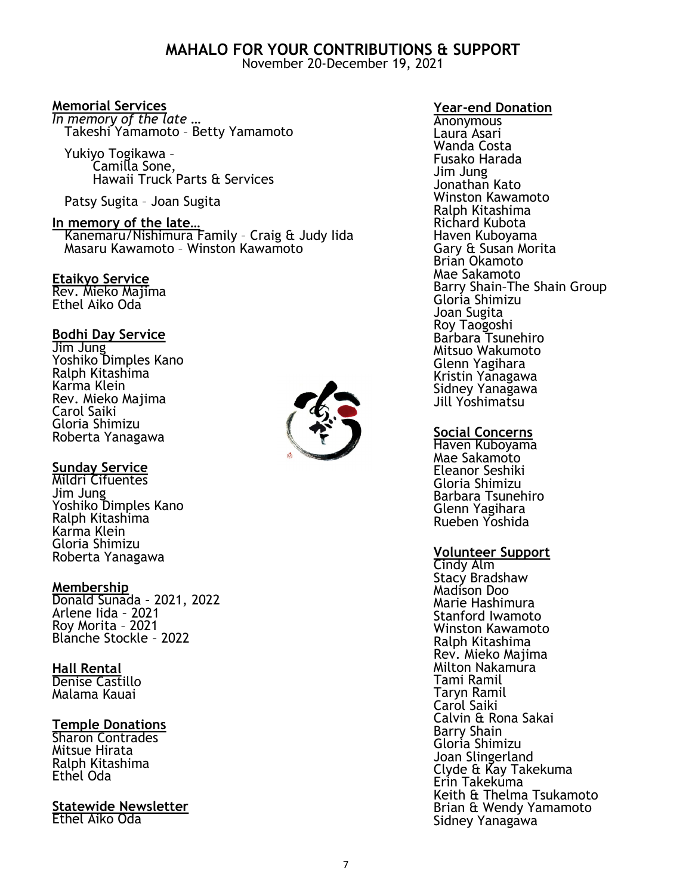# MAHALO FOR YOUR CONTRIBUTIONS & SUPPORT

November 20-December 19, 2021

### Memorial Services

*In memory of the late …*

Takeshi Yamamoto – Betty Yamamoto

Yukiyo Togikawa –
Camilla Sone,
Hawaii Truck Parts & Services

Patsy Sugita – Joan Sugita

### In memory of the late…

Kanemaru/Nishimura Family – Craig & Judy Iida
Masaru Kawamoto – Winston Kawamoto

### Etaikyo Service

Rev. Mieko Majima
Ethel Aiko Oda

### Bodhi Day Service

Jim Jung
Yoshiko Dimples Kano
Ralph Kitashima
Karma Klein
Rev. Mieko Majima
Carol Saiki
Gloria Shimizu
Roberta Yanagawa

### Sunday Service

Mildri Cifuentes
Jim Jung
Yoshiko Dimples Kano
Ralph Kitashima
Karma Klein
Gloria Shimizu
Roberta Yanagawa

### Membership

Donald Sunada – 2021, 2022
Arlene Iida – 2021
Roy Morita – 2021
Blanche Stockle – 2022

### Hall Rental

Denise Castillo
Malama Kauai

### Temple Donations

Sharon Contrades
Mitsue Hirata
Ralph Kitashima
Ethel Oda

### Statewide Newsletter

Ethel Aiko Oda

### Year-end Donation

Anonymous
Laura Asari
Wanda Costa
Fusako Harada
Jim Jung
Jonathan Kato
Winston Kawamoto
Ralph Kitashima
Richard Kubota
Haven Kuboyama
Gary & Susan Morita
Brian Okamoto
Mae Sakamoto
Barry Shain–The Shain Group
Gloria Shimizu
Joan Sugita
Roy Taogoshi
Barbara Tsunehiro
Mitsuo Wakumoto
Glenn Yagihara
Kristin Yanagawa
Sidney Yanagawa
Jill Yoshimatsu

### Social Concerns

Haven Kuboyama
Mae Sakamoto
Eleanor Seshiki
Gloria Shimizu
Barbara Tsunehiro
Glenn Yagihara
Rueben Yoshida

### Volunteer Support

Cindy Alm
Stacy Bradshaw
Madison Doo
Marie Hashimura
Stanford Iwamoto
Winston Kawamoto
Ralph Kitashima
Rev. Mieko Majima
Milton Nakamura
Tami Ramil
Taryn Ramil
Carol Saiki
Calvin & Rona Sakai
Barry Shain
Gloria Shimizu
Joan Slingerland
Clyde & Kay Takekuma
Erin Takekuma
Keith & Thelma Tsukamoto
Brian & Wendy Yamamoto
Sidney Yanagawa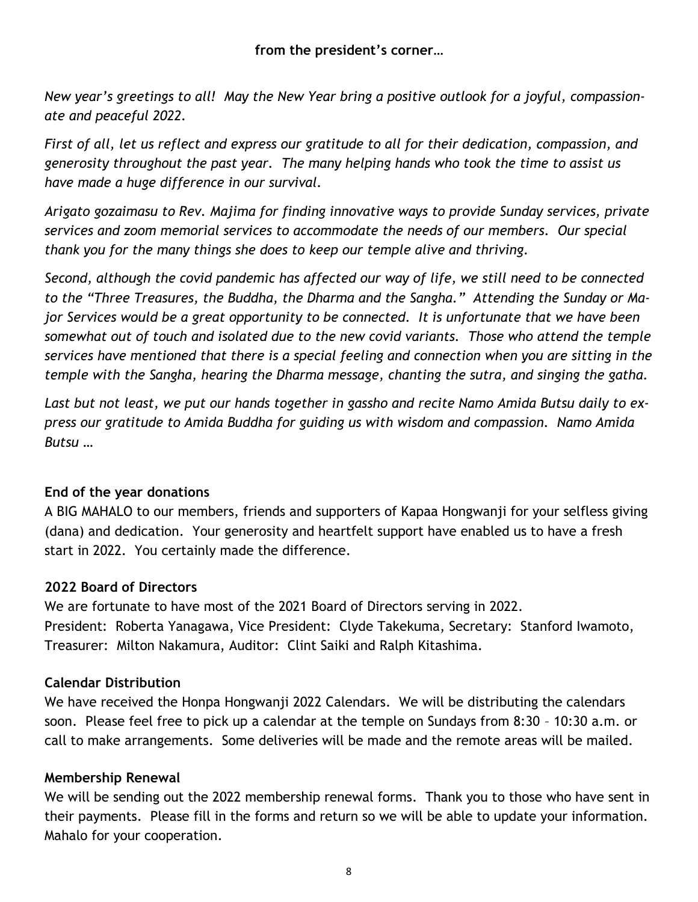**from the president's corner…**

*New year's greetings to all! May the New Year bring a positive outlook for a joyful, compassionate and peaceful 2022.*

*First of all, let us reflect and express our gratitude to all for their dedication, compassion, and generosity throughout the past year. The many helping hands who took the time to assist us have made a huge difference in our survival.*

*Arigato gozaimasu to Rev. Majima for finding innovative ways to provide Sunday services, private services and zoom memorial services to accommodate the needs of our members. Our special thank you for the many things she does to keep our temple alive and thriving.*

*Second, although the covid pandemic has affected our way of life, we still need to be connected to the "Three Treasures, the Buddha, the Dharma and the Sangha." Attending the Sunday or Major Services would be a great opportunity to be connected. It is unfortunate that we have been somewhat out of touch and isolated due to the new covid variants. Those who attend the temple services have mentioned that there is a special feeling and connection when you are sitting in the temple with the Sangha, hearing the Dharma message, chanting the sutra, and singing the gatha.*

*Last but not least, we put our hands together in gassho and recite Namo Amida Butsu daily to express our gratitude to Amida Buddha for guiding us with wisdom and compassion. Namo Amida Butsu …*

**End of the year donations**

A BIG MAHALO to our members, friends and supporters of Kapaa Hongwanji for your selfless giving (dana) and dedication. Your generosity and heartfelt support have enabled us to have a fresh start in 2022. You certainly made the difference.

**2022 Board of Directors**

We are fortunate to have most of the 2021 Board of Directors serving in 2022.
President: Roberta Yanagawa, Vice President: Clyde Takekuma, Secretary: Stanford Iwamoto, Treasurer: Milton Nakamura, Auditor: Clint Saiki and Ralph Kitashima.

**Calendar Distribution**

We have received the Honpa Hongwanji 2022 Calendars. We will be distributing the calendars soon. Please feel free to pick up a calendar at the temple on Sundays from 8:30 – 10:30 a.m. or call to make arrangements. Some deliveries will be made and the remote areas will be mailed.

**Membership Renewal**

We will be sending out the 2022 membership renewal forms. Thank you to those who have sent in their payments. Please fill in the forms and return so we will be able to update your information. Mahalo for your cooperation.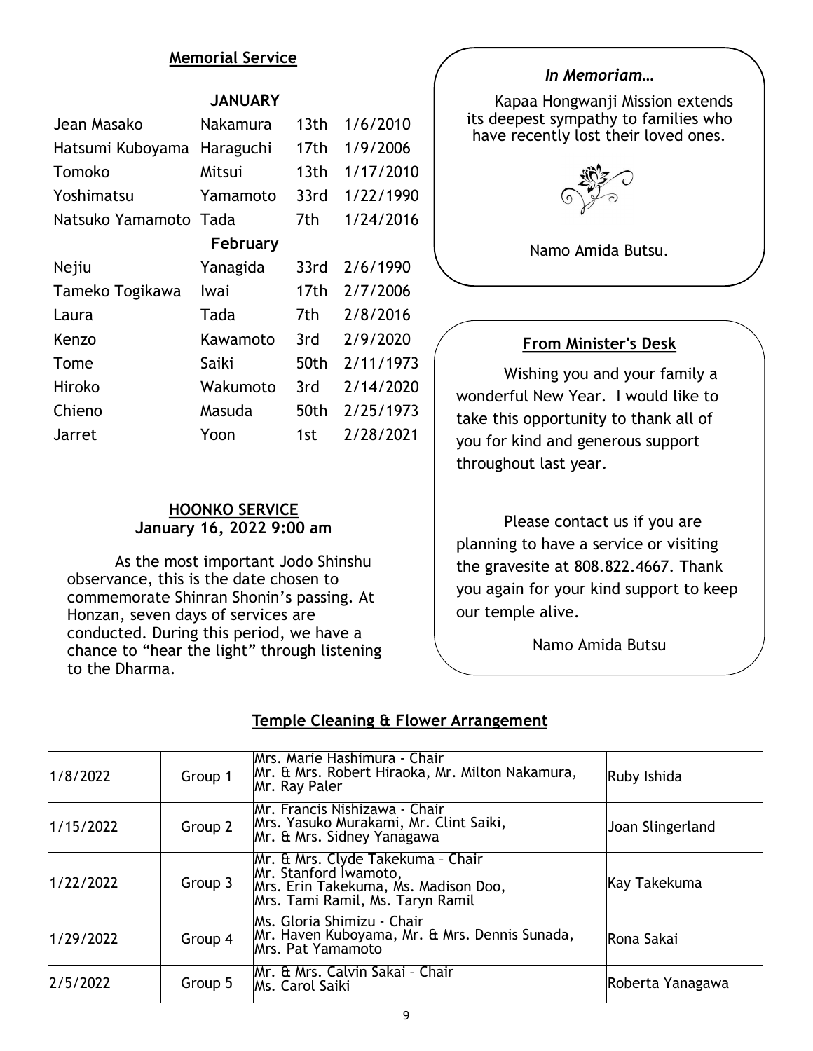## Memorial Service

| | | | |
|---|---|---|---|
| **JANUARY** | | | |
| Jean Masako | Nakamura | 13th | 1/6/2010 |
| Hatsumi Kuboyama | Haraguchi | 17th | 1/9/2006 |
| Tomoko | Mitsui | 13th | 1/17/2010 |
| Yoshimatsu | Yamamoto | 33rd | 1/22/1990 |
| Natsuko Yamamoto | Tada | 7th | 1/24/2016 |
| **February** | | | |
| Nejiu | Yanagida | 33rd | 2/6/1990 |
| Tameko Togikawa | Iwai | 17th | 2/7/2006 |
| Laura | Tada | 7th | 2/8/2016 |
| Kenzo | Kawamoto | 3rd | 2/9/2020 |
| Tome | Saiki | 50th | 2/11/1973 |
| Hiroko | Wakumoto | 3rd | 2/14/2020 |
| Chieno | Masuda | 50th | 2/25/1973 |
| Jarret | Yoon | 1st | 2/28/2021 |

## HOONKO SERVICE
**January 16, 2022 9:00 am**

As the most important Jodo Shinshu observance, this is the date chosen to commemorate Shinran Shonin's passing. At Honzan, seven days of services are conducted. During this period, we have a chance to "hear the light" through listening to the Dharma.

### *In Memoriam…*

Kapaa Hongwanji Mission extends its deepest sympathy to families who have recently lost their loved ones.

Namo Amida Butsu.

## From Minister's Desk

Wishing you and your family a wonderful New Year. I would like to take this opportunity to thank all of you for kind and generous support throughout last year.

Please contact us if you are planning to have a service or visiting the gravesite at 808.822.4667. Thank you again for your kind support to keep our temple alive.

Namo Amida Butsu

## Temple Cleaning & Flower Arrangement

| Date | Group | Members | Flower Arrangement |
|---|---|---|---|
| 1/8/2022 | Group 1 | Mrs. Marie Hashimura - Chair<br>Mr. & Mrs. Robert Hiraoka, Mr. Milton Nakamura, Mr. Ray Paler | Ruby Ishida |
| 1/15/2022 | Group 2 | Mr. Francis Nishizawa - Chair<br>Mrs. Yasuko Murakami, Mr. Clint Saiki, Mr. & Mrs. Sidney Yanagawa | Joan Slingerland |
| 1/22/2022 | Group 3 | Mr. & Mrs. Clyde Takekuma – Chair<br>Mr. Stanford Iwamoto, Mrs. Erin Takekuma, Ms. Madison Doo, Mrs. Tami Ramil, Ms. Taryn Ramil | Kay Takekuma |
| 1/29/2022 | Group 4 | Ms. Gloria Shimizu - Chair<br>Mr. Haven Kuboyama, Mr. & Mrs. Dennis Sunada, Mrs. Pat Yamamoto | Rona Sakai |
| 2/5/2022 | Group 5 | Mr. & Mrs. Calvin Sakai – Chair<br>Ms. Carol Saiki | Roberta Yanagawa |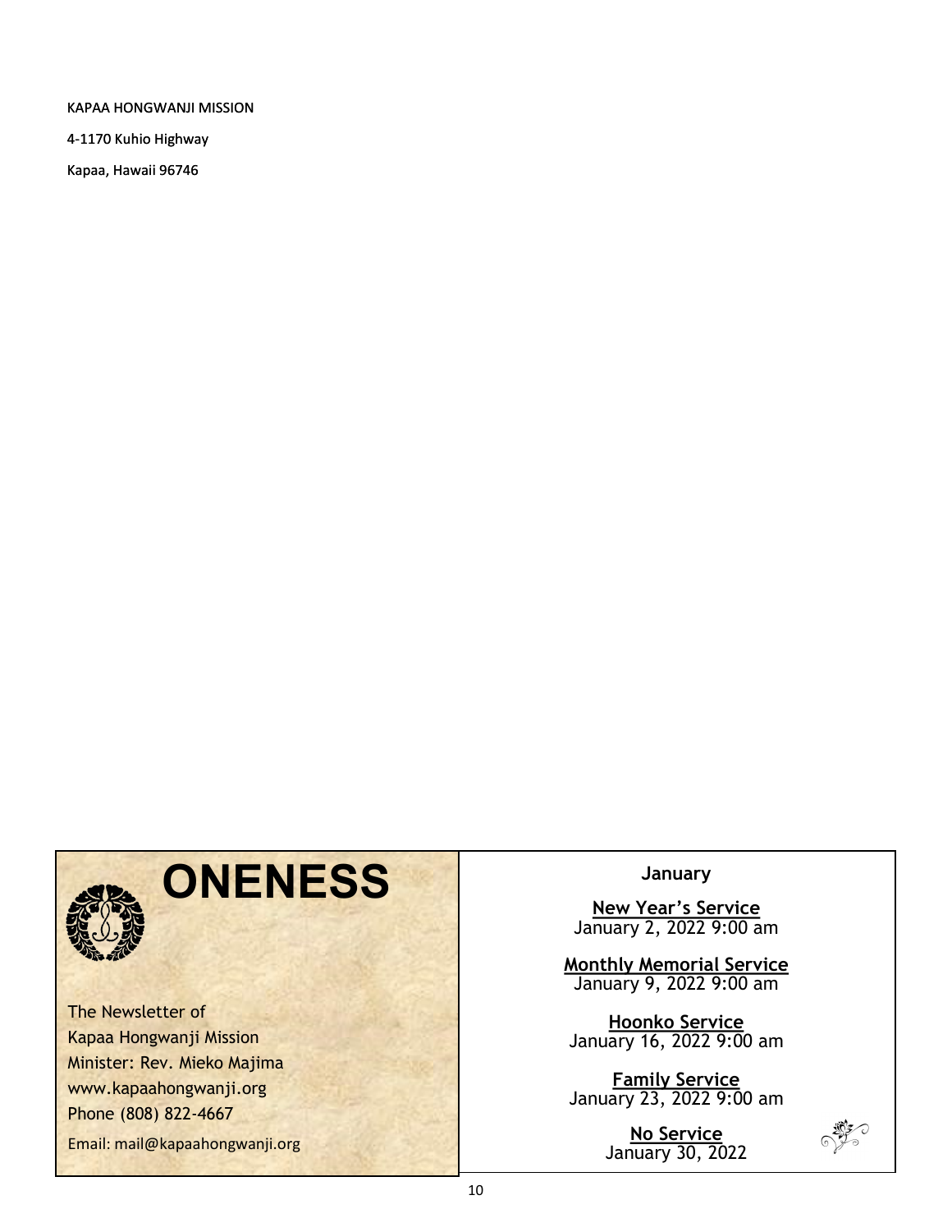KAPAA HONGWANJI MISSION

4-1170 Kuhio Highway

Kapaa, Hawaii 96746

# ONENESS

The Newsletter of
Kapaa Hongwanji Mission
Minister: Rev. Mieko Majima
www.kapaahongwanji.org
Phone (808) 822-4667
Email: mail@kapaahongwanji.org

**January**

**New Year's Service**
January 2, 2022 9:00 am

**Monthly Memorial Service**
January 9, 2022 9:00 am

**Hoonko Service**
January 16, 2022 9:00 am

**Family Service**
January 23, 2022 9:00 am

**No Service**
January 30, 2022